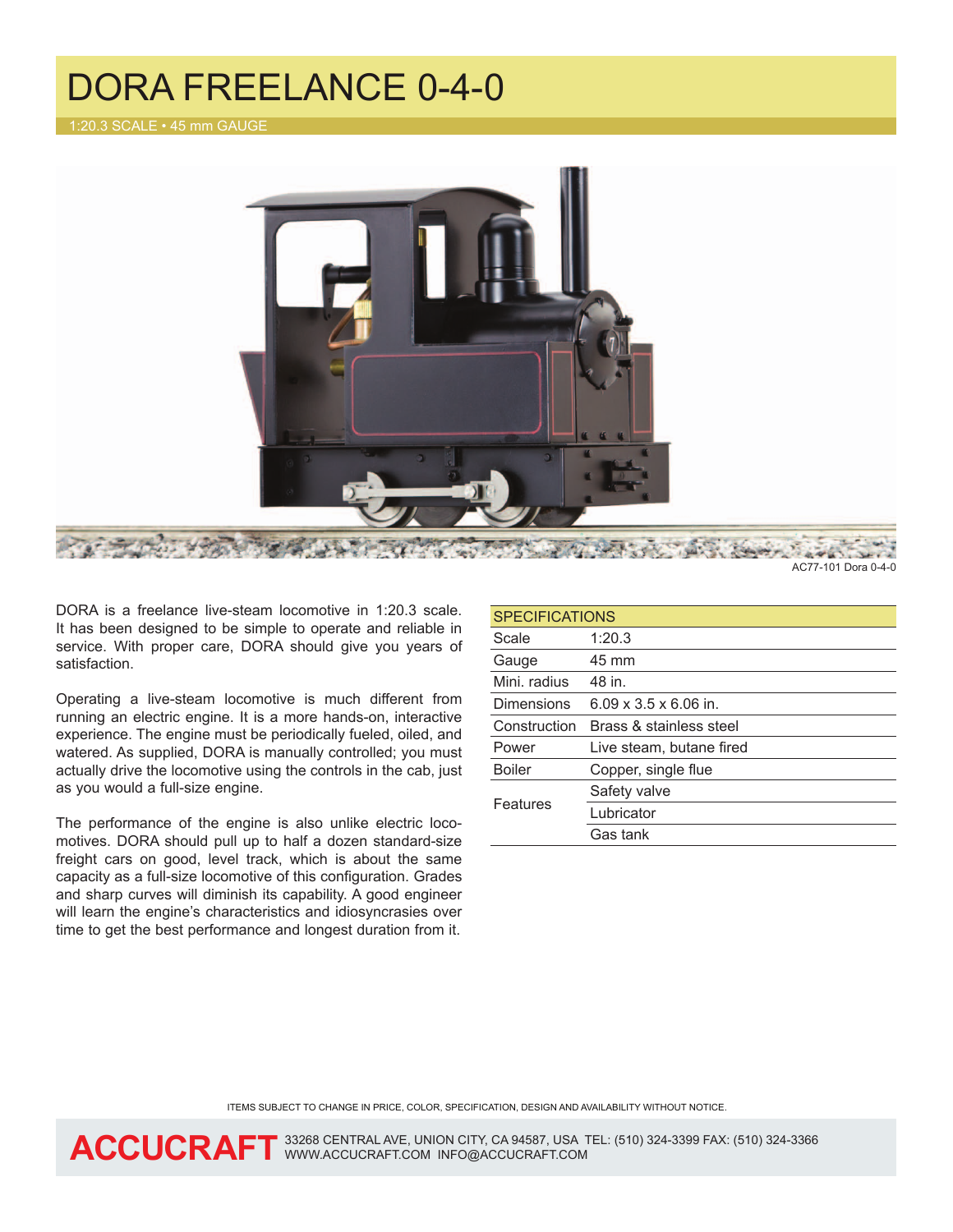# DORA FREELANCE 0-4-0

1:20.3 SCALE • 45 mm GAUGE

AC77-101 Dora 0-4-0

DORA is a freelance live-steam locomotive in 1:20.3 scale. It has been designed to be simple to operate and reliable in service. With proper care, DORA should give you years of satisfaction.

Operating a live-steam locomotive is much different from running an electric engine. It is a more hands-on, interactive experience. The engine must be periodically fueled, oiled, and watered. As supplied, DORA is manually controlled; you must actually drive the locomotive using the controls in the cab, just as you would a full-size engine.

The performance of the engine is also unlike electric locomotives. DORA should pull up to half a dozen standard-size freight cars on good, level track, which is about the same capacity as a full-size locomotive of this configuration. Grades and sharp curves will diminish its capability. A good engineer will learn the engine's characteristics and idiosyncrasies over time to get the best performance and longest duration from it.

| SPECIFICATIONS | |
|---|---|
| Scale | 1:20.3 |
| Gauge | 45 mm |
| Mini. radius | 48 in. |
| Dimensions | 6.09 x 3.5 x 6.06 in. |
| Construction | Brass & stainless steel |
| Power | Live steam, butane fired |
| Boiler | Copper, single flue |
| Features | Safety valve |
| | Lubricator |
| | Gas tank |

ITEMS SUBJECT TO CHANGE IN PRICE, COLOR, SPECIFICATION, DESIGN AND AVAILABILITY WITHOUT NOTICE.

**ACCUCRAFT** 33268 CENTRAL AVE, UNION CITY, CA 94587, USA TEL: (510) 324-3399 FAX: (510) 324-3366 WWW.ACCUCRAFT.COM INFO@ACCUCRAFT.COM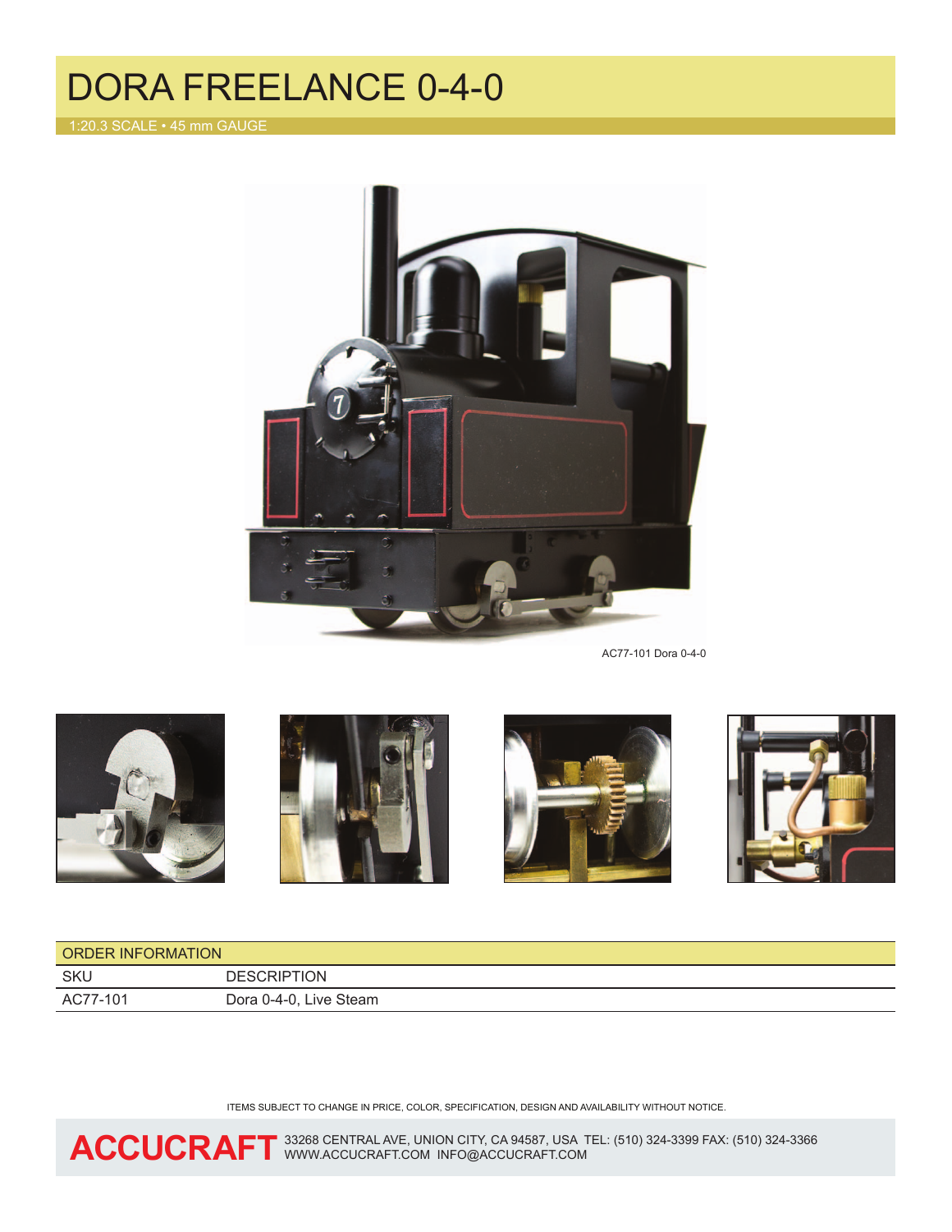# DORA FREELANCE 0-4-0

1:20.3 SCALE • 45 mm GAUGE

AC77-101 Dora 0-4-0

| ORDER INFORMATION | |
|---|---|
| SKU | DESCRIPTION |
| AC77-101 | Dora 0-4-0, Live Steam |

ITEMS SUBJECT TO CHANGE IN PRICE, COLOR, SPECIFICATION, DESIGN AND AVAILABILITY WITHOUT NOTICE.

**ACCUCRAFT** 33268 CENTRAL AVE, UNION CITY, CA 94587, USA TEL: (510) 324-3399 FAX: (510) 324-3366
WWW.ACCUCRAFT.COM INFO@ACCUCRAFT.COM